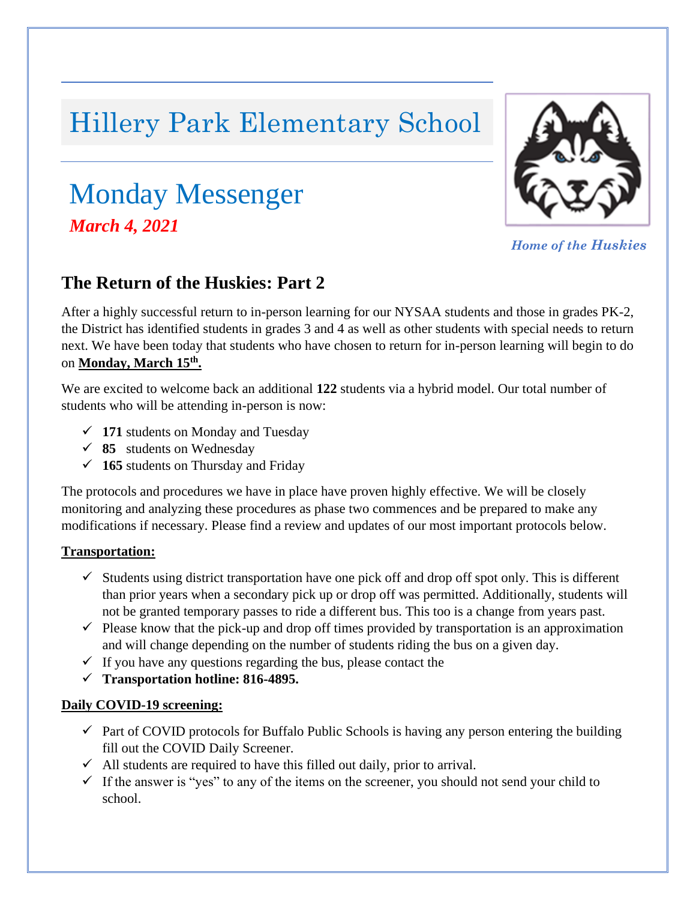# Hillery Park Elementary School

# Monday Messenger

***March 4, 2021***

*Home of the Huskies*

## The Return of the Huskies: Part 2

After a highly successful return to in-person learning for our NYSAA students and those in grades PK-2, the District has identified students in grades 3 and 4 as well as other students with special needs to return next. We have been today that students who have chosen to return for in-person learning will begin to do on **Monday, March 15th.**

We are excited to welcome back an additional **122** students via a hybrid model. Our total number of students who will be attending in-person is now:

- ✓ **171** students on Monday and Tuesday
- ✓ **85** students on Wednesday
- ✓ **165** students on Thursday and Friday

The protocols and procedures we have in place have proven highly effective. We will be closely monitoring and analyzing these procedures as phase two commences and be prepared to make any modifications if necessary. Please find a review and updates of our most important protocols below.

**Transportation:**

- ✓ Students using district transportation have one pick off and drop off spot only. This is different than prior years when a secondary pick up or drop off was permitted. Additionally, students will not be granted temporary passes to ride a different bus. This too is a change from years past.
- ✓ Please know that the pick-up and drop off times provided by transportation is an approximation and will change depending on the number of students riding the bus on a given day.
- ✓ If you have any questions regarding the bus, please contact the
- ✓ **Transportation hotline: 816-4895.**

**Daily COVID-19 screening:**

- ✓ Part of COVID protocols for Buffalo Public Schools is having any person entering the building fill out the COVID Daily Screener.
- ✓ All students are required to have this filled out daily, prior to arrival.
- ✓ If the answer is "yes" to any of the items on the screener, you should not send your child to school.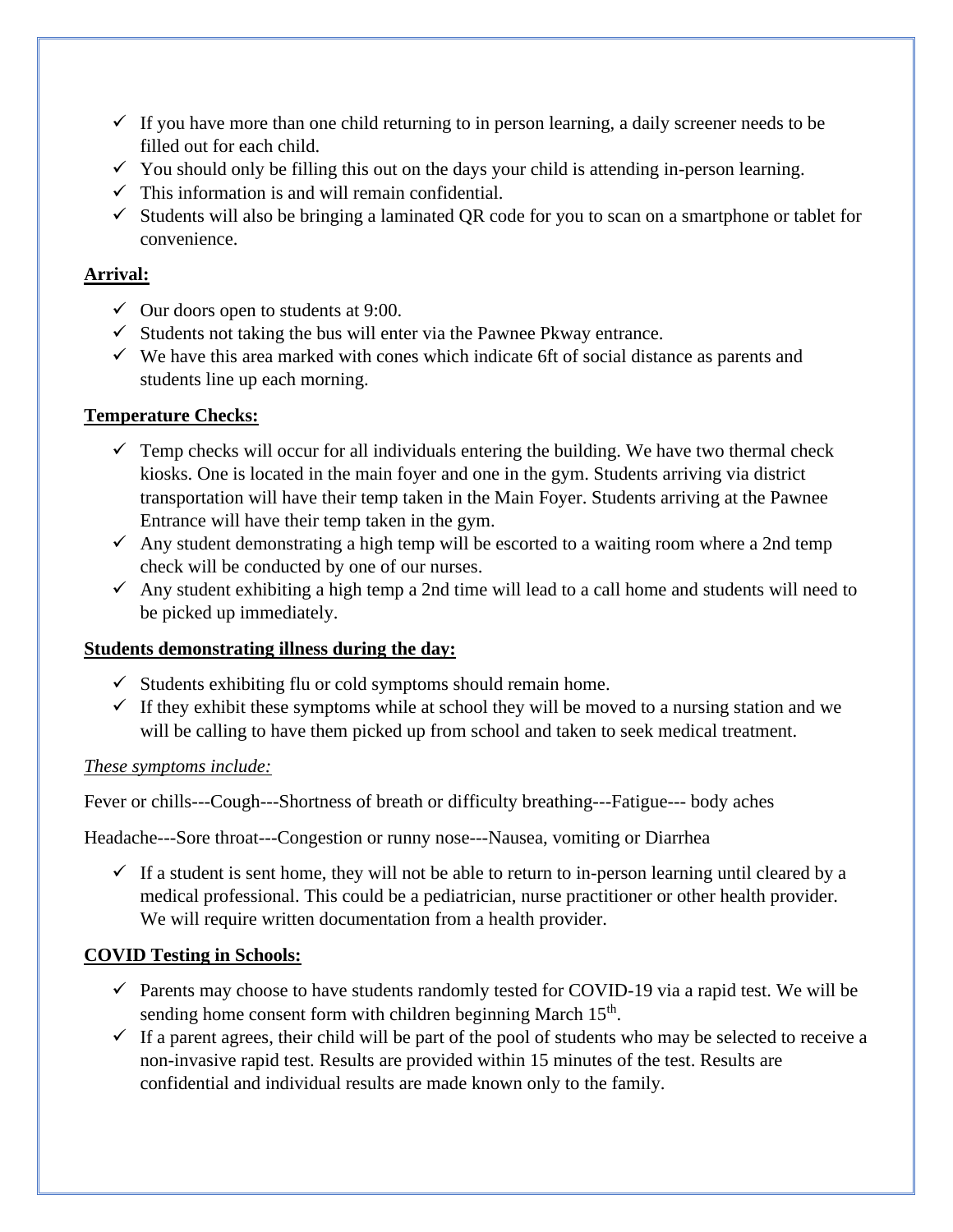- ✓ If you have more than one child returning to in person learning, a daily screener needs to be filled out for each child.
- ✓ You should only be filling this out on the days your child is attending in-person learning.
- ✓ This information is and will remain confidential.
- ✓ Students will also be bringing a laminated QR code for you to scan on a smartphone or tablet for convenience.

**<u>Arrival:</u>**

- ✓ Our doors open to students at 9:00.
- ✓ Students not taking the bus will enter via the Pawnee Pkway entrance.
- ✓ We have this area marked with cones which indicate 6ft of social distance as parents and students line up each morning.

**<u>Temperature Checks:</u>**

- ✓ Temp checks will occur for all individuals entering the building. We have two thermal check kiosks. One is located in the main foyer and one in the gym. Students arriving via district transportation will have their temp taken in the Main Foyer. Students arriving at the Pawnee Entrance will have their temp taken in the gym.
- ✓ Any student demonstrating a high temp will be escorted to a waiting room where a 2nd temp check will be conducted by one of our nurses.
- ✓ Any student exhibiting a high temp a 2nd time will lead to a call home and students will need to be picked up immediately.

**<u>Students demonstrating illness during the day:</u>**

- ✓ Students exhibiting flu or cold symptoms should remain home.
- ✓ If they exhibit these symptoms while at school they will be moved to a nursing station and we will be calling to have them picked up from school and taken to seek medical treatment.

*<u>These symptoms include:</u>*

Fever or chills---Cough---Shortness of breath or difficulty breathing---Fatigue--- body aches

Headache---Sore throat---Congestion or runny nose---Nausea, vomiting or Diarrhea

- ✓ If a student is sent home, they will not be able to return to in-person learning until cleared by a medical professional. This could be a pediatrician, nurse practitioner or other health provider. We will require written documentation from a health provider.

**<u>COVID Testing in Schools:</u>**

- ✓ Parents may choose to have students randomly tested for COVID-19 via a rapid test. We will be sending home consent form with children beginning March 15th.
- ✓ If a parent agrees, their child will be part of the pool of students who may be selected to receive a non-invasive rapid test. Results are provided within 15 minutes of the test. Results are confidential and individual results are made known only to the family.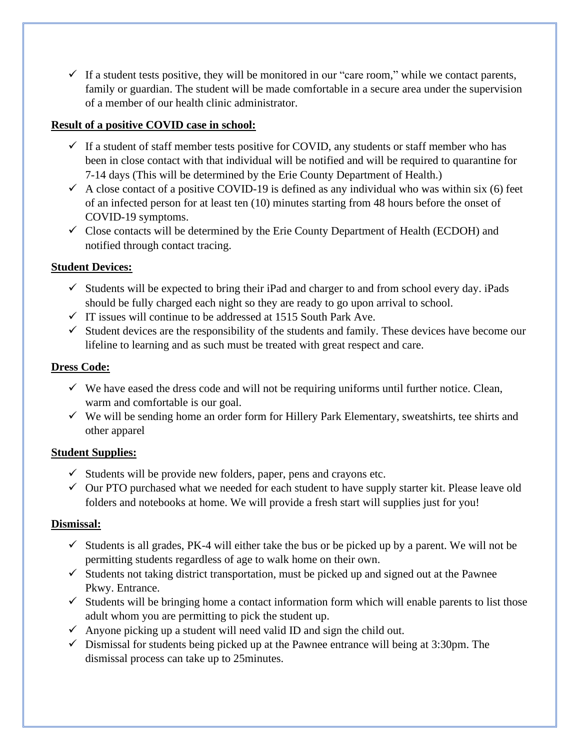- ✓ If a student tests positive, they will be monitored in our "care room," while we contact parents, family or guardian. The student will be made comfortable in a secure area under the supervision of a member of our health clinic administrator.

**<u>Result of a positive COVID case in school:</u>**

- ✓ If a student of staff member tests positive for COVID, any students or staff member who has been in close contact with that individual will be notified and will be required to quarantine for 7-14 days (This will be determined by the Erie County Department of Health.)
- ✓ A close contact of a positive COVID-19 is defined as any individual who was within six (6) feet of an infected person for at least ten (10) minutes starting from 48 hours before the onset of COVID-19 symptoms.
- ✓ Close contacts will be determined by the Erie County Department of Health (ECDOH) and notified through contact tracing.

**<u>Student Devices:</u>**

- ✓ Students will be expected to bring their iPad and charger to and from school every day. iPads should be fully charged each night so they are ready to go upon arrival to school.
- ✓ IT issues will continue to be addressed at 1515 South Park Ave.
- ✓ Student devices are the responsibility of the students and family. These devices have become our lifeline to learning and as such must be treated with great respect and care.

**<u>Dress Code:</u>**

- ✓ We have eased the dress code and will not be requiring uniforms until further notice. Clean, warm and comfortable is our goal.
- ✓ We will be sending home an order form for Hillery Park Elementary, sweatshirts, tee shirts and other apparel

**<u>Student Supplies:</u>**

- ✓ Students will be provide new folders, paper, pens and crayons etc.
- ✓ Our PTO purchased what we needed for each student to have supply starter kit. Please leave old folders and notebooks at home. We will provide a fresh start will supplies just for you!

**<u>Dismissal:</u>**

- ✓ Students is all grades, PK-4 will either take the bus or be picked up by a parent. We will not be permitting students regardless of age to walk home on their own.
- ✓ Students not taking district transportation, must be picked up and signed out at the Pawnee Pkwy. Entrance.
- ✓ Students will be bringing home a contact information form which will enable parents to list those adult whom you are permitting to pick the student up.
- ✓ Anyone picking up a student will need valid ID and sign the child out.
- ✓ Dismissal for students being picked up at the Pawnee entrance will being at 3:30pm. The dismissal process can take up to 25minutes.